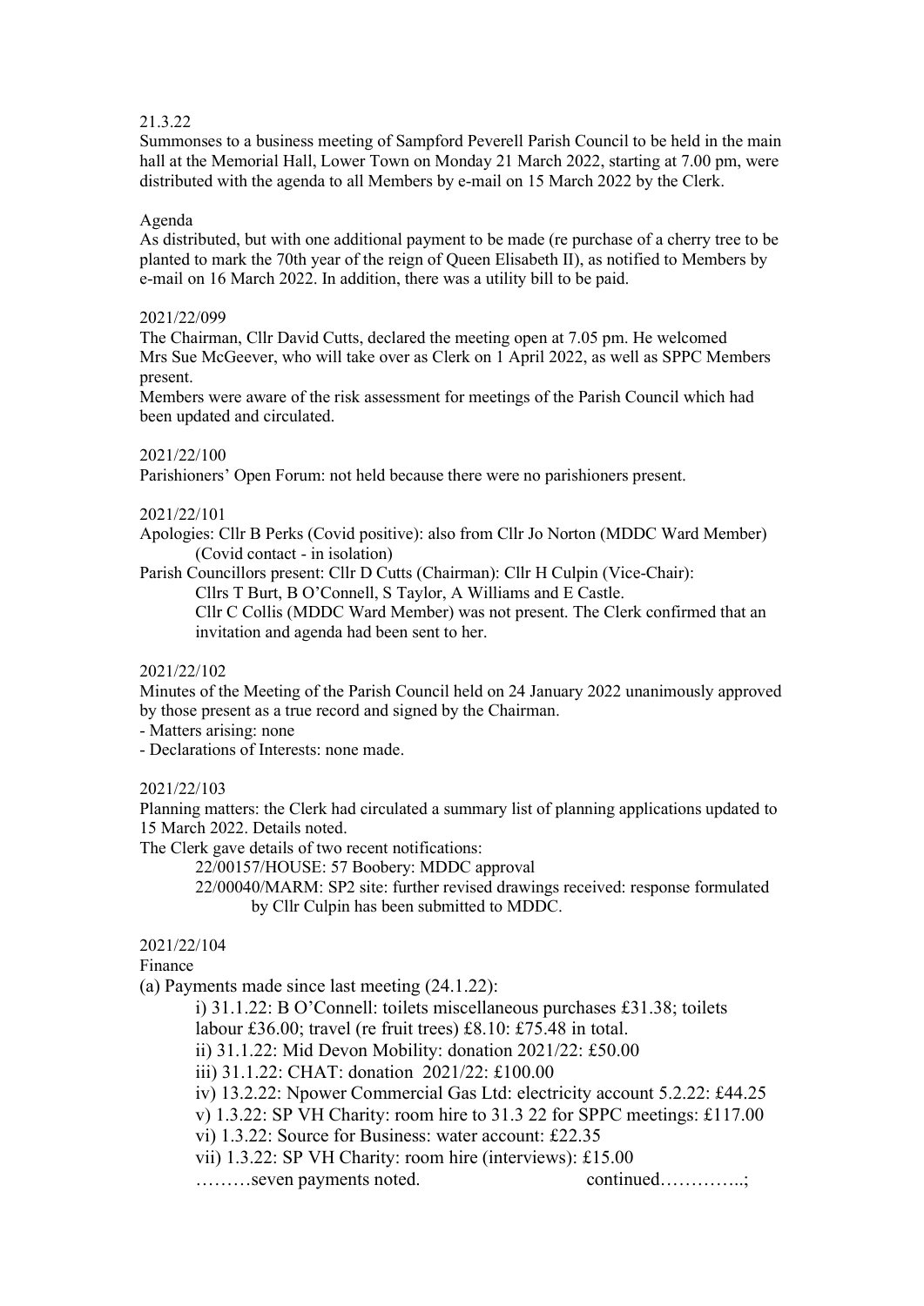21.3.22

Summonses to a business meeting of Sampford Peverell Parish Council to be held in the main hall at the Memorial Hall, Lower Town on Monday 21 March 2022, starting at 7.00 pm, were distributed with the agenda to all Members by e-mail on 15 March 2022 by the Clerk.

Agenda

As distributed, but with one additional payment to be made (re purchase of a cherry tree to be planted to mark the 70th year of the reign of Queen Elisabeth II), as notified to Members by e-mail on 16 March 2022. In addition, there was a utility bill to be paid.

2021/22/099

The Chairman, Cllr David Cutts, declared the meeting open at 7.05 pm. He welcomed Mrs Sue McGeever, who will take over as Clerk on 1 April 2022, as well as SPPC Members present.

Members were aware of the risk assessment for meetings of the Parish Council which had been updated and circulated.

2021/22/100

Parishioners' Open Forum: not held because there were no parishioners present.

2021/22/101

Apologies: Cllr B Perks (Covid positive): also from Cllr Jo Norton (MDDC Ward Member) (Covid contact - in isolation)

Parish Councillors present: Cllr D Cutts (Chairman): Cllr H Culpin (Vice-Chair): Cllrs T Burt, B O'Connell, S Taylor, A Williams and E Castle.

Cllr C Collis (MDDC Ward Member) was not present. The Clerk confirmed that an invitation and agenda had been sent to her.

2021/22/102

Minutes of the Meeting of the Parish Council held on 24 January 2022 unanimously approved by those present as a true record and signed by the Chairman.

- Matters arising: none
- Declarations of Interests: none made.

2021/22/103

Planning matters: the Clerk had circulated a summary list of planning applications updated to 15 March 2022. Details noted.

The Clerk gave details of two recent notifications:

22/00157/HOUSE: 57 Boobery: MDDC approval

22/00040/MARM: SP2 site: further revised drawings received: response formulated by Cllr Culpin has been submitted to MDDC.

2021/22/104

Finance

(a) Payments made since last meeting (24.1.22):

i) 31.1.22: B O'Connell: toilets miscellaneous purchases £31.38; toilets labour £36.00; travel (re fruit trees) £8.10: £75.48 in total.

ii) 31.1.22: Mid Devon Mobility: donation 2021/22: £50.00

iii) 31.1.22: CHAT: donation 2021/22: £100.00

iv) 13.2.22: Npower Commercial Gas Ltd: electricity account 5.2.22: £44.25

v) 1.3.22: SP VH Charity: room hire to 31.3 22 for SPPC meetings: £117.00

vi) 1.3.22: Source for Business: water account: £22.35

vii) 1.3.22: SP VH Charity: room hire (interviews): £15.00

………seven payments noted. continued…………..;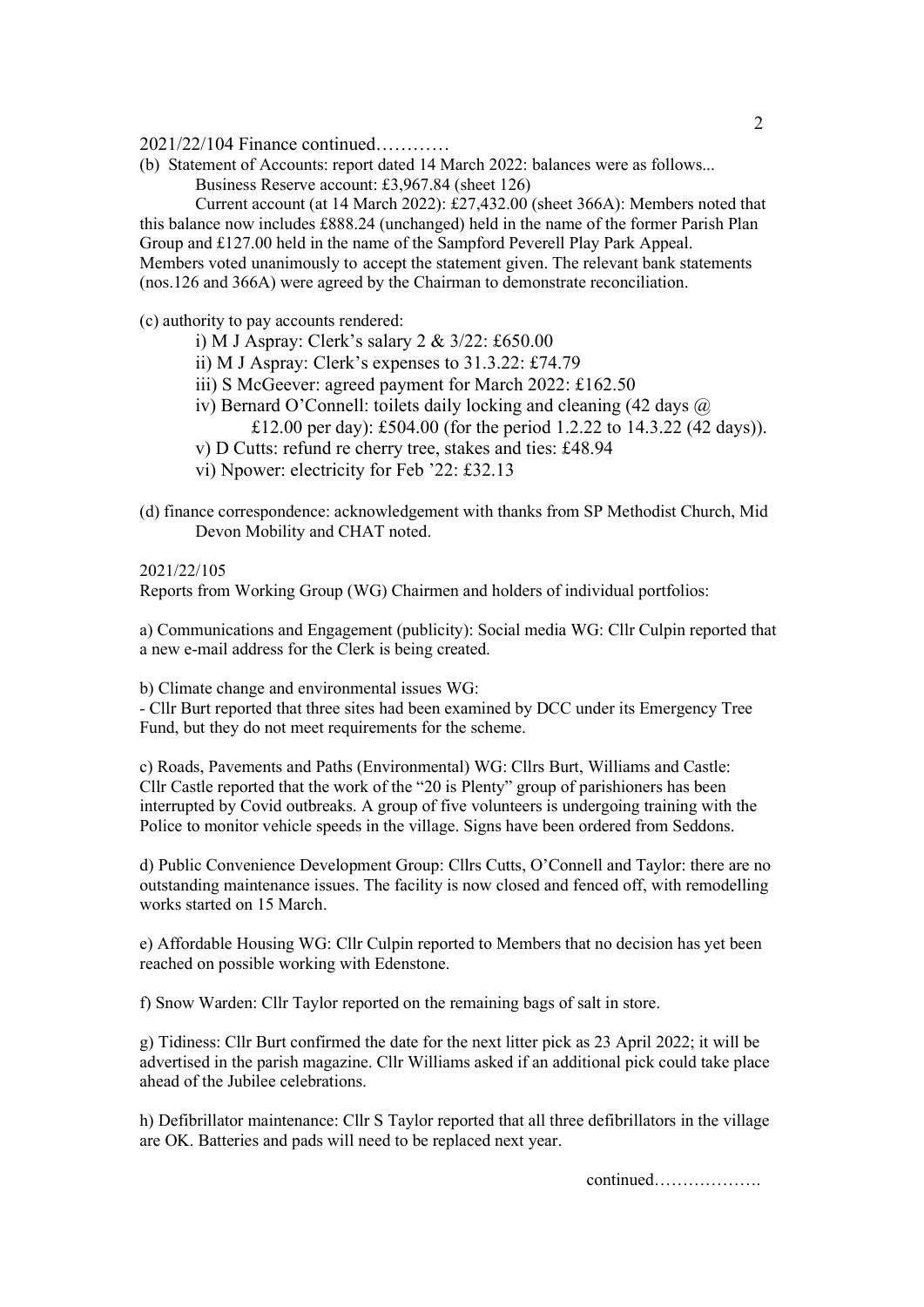2021/22/104 Finance continued…………

(b) Statement of Accounts: report dated 14 March 2022: balances were as follows...

Business Reserve account: £3,967.84 (sheet 126)

Current account (at 14 March 2022): £27,432.00 (sheet 366A): Members noted that this balance now includes £888.24 (unchanged) held in the name of the former Parish Plan Group and £127.00 held in the name of the Sampford Peverell Play Park Appeal. Members voted unanimously to accept the statement given. The relevant bank statements (nos.126 and 366A) were agreed by the Chairman to demonstrate reconciliation.

(c) authority to pay accounts rendered:

i) M J Aspray: Clerk's salary 2 & 3/22: £650.00

ii) M J Aspray: Clerk's expenses to 31.3.22: £74.79

iii) S McGeever: agreed payment for March 2022: £162.50

iv) Bernard O'Connell: toilets daily locking and cleaning (42 days @ £12.00 per day): £504.00 (for the period 1.2.22 to 14.3.22 (42 days)).

v) D Cutts: refund re cherry tree, stakes and ties: £48.94

vi) Npower: electricity for Feb '22: £32.13

(d) finance correspondence: acknowledgement with thanks from SP Methodist Church, Mid Devon Mobility and CHAT noted.

2021/22/105

Reports from Working Group (WG) Chairmen and holders of individual portfolios:

a) Communications and Engagement (publicity): Social media WG: Cllr Culpin reported that a new e-mail address for the Clerk is being created.

b) Climate change and environmental issues WG:

- Cllr Burt reported that three sites had been examined by DCC under its Emergency Tree Fund, but they do not meet requirements for the scheme.

c) Roads, Pavements and Paths (Environmental) WG: Cllrs Burt, Williams and Castle: Cllr Castle reported that the work of the "20 is Plenty" group of parishioners has been interrupted by Covid outbreaks. A group of five volunteers is undergoing training with the Police to monitor vehicle speeds in the village. Signs have been ordered from Seddons.

d) Public Convenience Development Group: Cllrs Cutts, O'Connell and Taylor: there are no outstanding maintenance issues. The facility is now closed and fenced off, with remodelling works started on 15 March.

e) Affordable Housing WG: Cllr Culpin reported to Members that no decision has yet been reached on possible working with Edenstone.

f) Snow Warden: Cllr Taylor reported on the remaining bags of salt in store.

g) Tidiness: Cllr Burt confirmed the date for the next litter pick as 23 April 2022; it will be advertised in the parish magazine. Cllr Williams asked if an additional pick could take place ahead of the Jubilee celebrations.

h) Defibrillator maintenance: Cllr S Taylor reported that all three defibrillators in the village are OK. Batteries and pads will need to be replaced next year.

continued……………….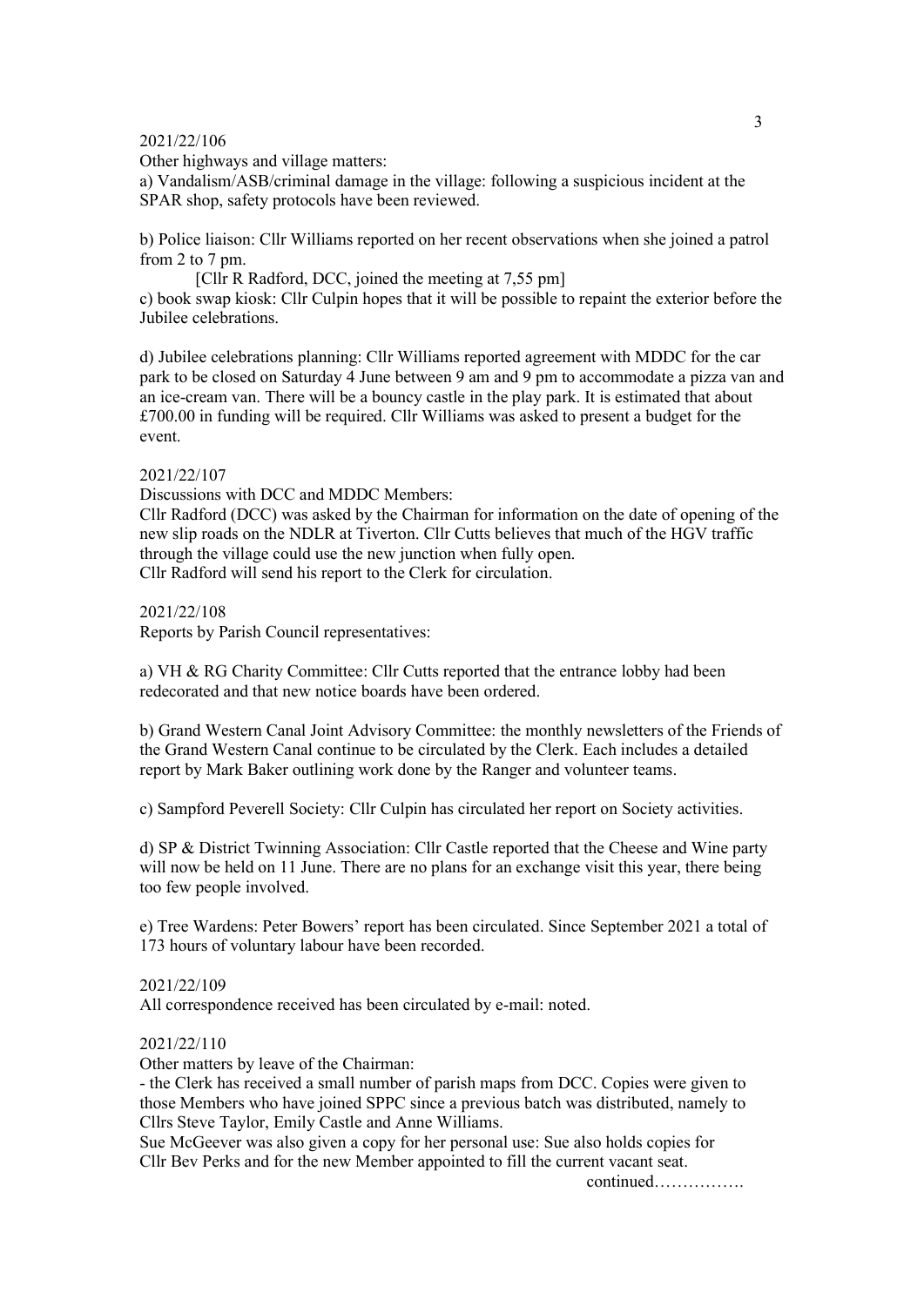2021/22/106

Other highways and village matters:

a) Vandalism/ASB/criminal damage in the village: following a suspicious incident at the SPAR shop, safety protocols have been reviewed.

b) Police liaison: Cllr Williams reported on her recent observations when she joined a patrol from 2 to 7 pm.

[Cllr R Radford, DCC, joined the meeting at 7,55 pm]

c) book swap kiosk: Cllr Culpin hopes that it will be possible to repaint the exterior before the Jubilee celebrations.

d) Jubilee celebrations planning: Cllr Williams reported agreement with MDDC for the car park to be closed on Saturday 4 June between 9 am and 9 pm to accommodate a pizza van and an ice-cream van. There will be a bouncy castle in the play park. It is estimated that about £700.00 in funding will be required. Cllr Williams was asked to present a budget for the event.

2021/22/107

Discussions with DCC and MDDC Members:

Cllr Radford (DCC) was asked by the Chairman for information on the date of opening of the new slip roads on the NDLR at Tiverton. Cllr Cutts believes that much of the HGV traffic through the village could use the new junction when fully open.

Cllr Radford will send his report to the Clerk for circulation.

2021/22/108

Reports by Parish Council representatives:

a) VH & RG Charity Committee: Cllr Cutts reported that the entrance lobby had been redecorated and that new notice boards have been ordered.

b) Grand Western Canal Joint Advisory Committee: the monthly newsletters of the Friends of the Grand Western Canal continue to be circulated by the Clerk. Each includes a detailed report by Mark Baker outlining work done by the Ranger and volunteer teams.

c) Sampford Peverell Society: Cllr Culpin has circulated her report on Society activities.

d) SP & District Twinning Association: Cllr Castle reported that the Cheese and Wine party will now be held on 11 June. There are no plans for an exchange visit this year, there being too few people involved.

e) Tree Wardens: Peter Bowers' report has been circulated. Since September 2021 a total of 173 hours of voluntary labour have been recorded.

2021/22/109

All correspondence received has been circulated by e-mail: noted.

2021/22/110

Other matters by leave of the Chairman:

- the Clerk has received a small number of parish maps from DCC. Copies were given to those Members who have joined SPPC since a previous batch was distributed, namely to Cllrs Steve Taylor, Emily Castle and Anne Williams.

Sue McGeever was also given a copy for her personal use: Sue also holds copies for Cllr Bev Perks and for the new Member appointed to fill the current vacant seat.

continued…………….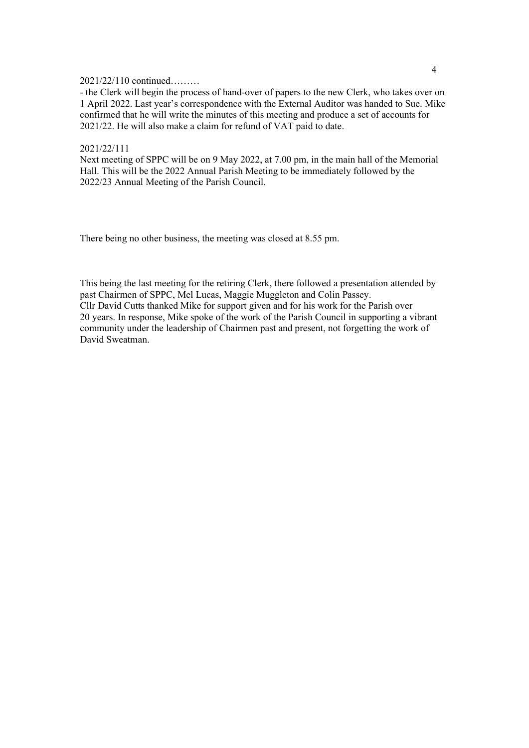2021/22/110 continued………

- the Clerk will begin the process of hand-over of papers to the new Clerk, who takes over on 1 April 2022. Last year's correspondence with the External Auditor was handed to Sue. Mike confirmed that he will write the minutes of this meeting and produce a set of accounts for 2021/22. He will also make a claim for refund of VAT paid to date.

2021/22/111

Next meeting of SPPC will be on 9 May 2022, at 7.00 pm, in the main hall of the Memorial Hall. This will be the 2022 Annual Parish Meeting to be immediately followed by the 2022/23 Annual Meeting of the Parish Council.

There being no other business, the meeting was closed at 8.55 pm.

This being the last meeting for the retiring Clerk, there followed a presentation attended by past Chairmen of SPPC, Mel Lucas, Maggie Muggleton and Colin Passey.
Cllr David Cutts thanked Mike for support given and for his work for the Parish over 20 years. In response, Mike spoke of the work of the Parish Council in supporting a vibrant community under the leadership of Chairmen past and present, not forgetting the work of David Sweatman.